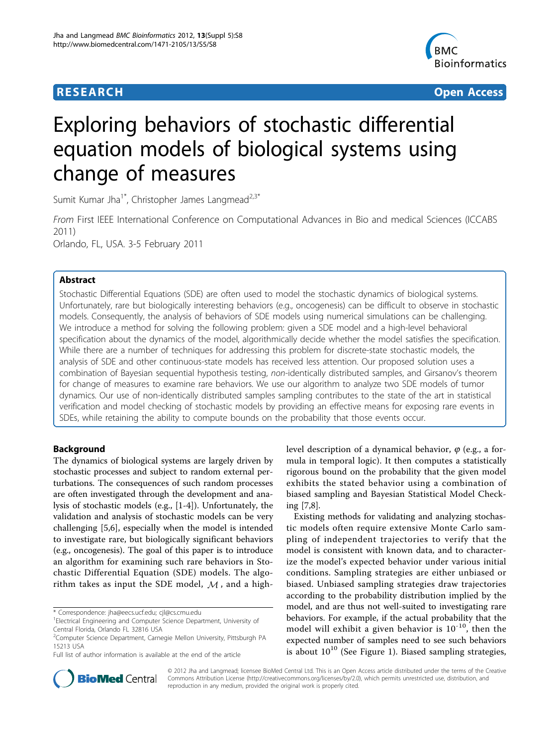**RESEARCH** **Open Access**

# Exploring behaviors of stochastic differential equation models of biological systems using change of measures

Sumit Kumar Jha[1*], Christopher James Langmead[2,3*]

*From* First IEEE International Conference on Computational Advances in Bio and medical Sciences (ICCABS 2011)
Orlando, FL, USA. 3-5 February 2011

## Abstract

Stochastic Differential Equations (SDE) are often used to model the stochastic dynamics of biological systems. Unfortunately, rare but biologically interesting behaviors (e.g., oncogenesis) can be difficult to observe in stochastic models. Consequently, the analysis of behaviors of SDE models using numerical simulations can be challenging. We introduce a method for solving the following problem: given a SDE model and a high-level behavioral specification about the dynamics of the model, algorithmically decide whether the model satisfies the specification. While there are a number of techniques for addressing this problem for discrete-state stochastic models, the analysis of SDE and other continuous-state models has received less attention. Our proposed solution uses a combination of Bayesian sequential hypothesis testing, *non*-identically distributed samples, and Girsanov's theorem for change of measures to examine rare behaviors. We use our algorithm to analyze two SDE models of tumor dynamics. Our use of non-identically distributed samples sampling contributes to the state of the art in statistical verification and model checking of stochastic models by providing an effective means for exposing rare events in SDEs, while retaining the ability to compute bounds on the probability that those events occur.

## Background

The dynamics of biological systems are largely driven by stochastic processes and subject to random external perturbations. The consequences of such random processes are often investigated through the development and analysis of stochastic models (e.g., [1-4]). Unfortunately, the validation and analysis of stochastic models can be very challenging [5,6], especially when the model is intended to investigate rare, but biologically significant behaviors (e.g., oncogenesis). The goal of this paper is to introduce an algorithm for examining such rare behaviors in Stochastic Differential Equation (SDE) models. The algorithm takes as input the SDE model, $\mathcal{M}$, and a high-level description of a dynamical behavior, $\varphi$ (e.g., a formula in temporal logic). It then computes a statistically rigorous bound on the probability that the given model exhibits the stated behavior using a combination of biased sampling and Bayesian Statistical Model Checking [7,8].

Existing methods for validating and analyzing stochastic models often require extensive Monte Carlo sampling of independent trajectories to verify that the model is consistent with known data, and to characterize the model's expected behavior under various initial conditions. Sampling strategies are either unbiased or biased. Unbiased sampling strategies draw trajectories according to the probability distribution implied by the model, and are thus not well-suited to investigating rare behaviors. For example, if the actual probability that the model will exhibit a given behavior is $10^{-10}$, then the expected number of samples need to see such behaviors is about $10^{10}$ (See Figure 1). Biased sampling strategies,

\* Correspondence: jha@eecs.ucf.edu; cjl@cs.cmu.edu
[1]Electrical Engineering and Computer Science Department, University of Central Florida, Orlando FL 32816 USA
[2]Computer Science Department, Carnegie Mellon University, Pittsburgh PA 15213 USA
Full list of author information is available at the end of the article

© 2012 Jha and Langmead; licensee BioMed Central Ltd. This is an Open Access article distributed under the terms of the Creative Commons Attribution License (http://creativecommons.org/licenses/by/2.0), which permits unrestricted use, distribution, and reproduction in any medium, provided the original work is properly cited.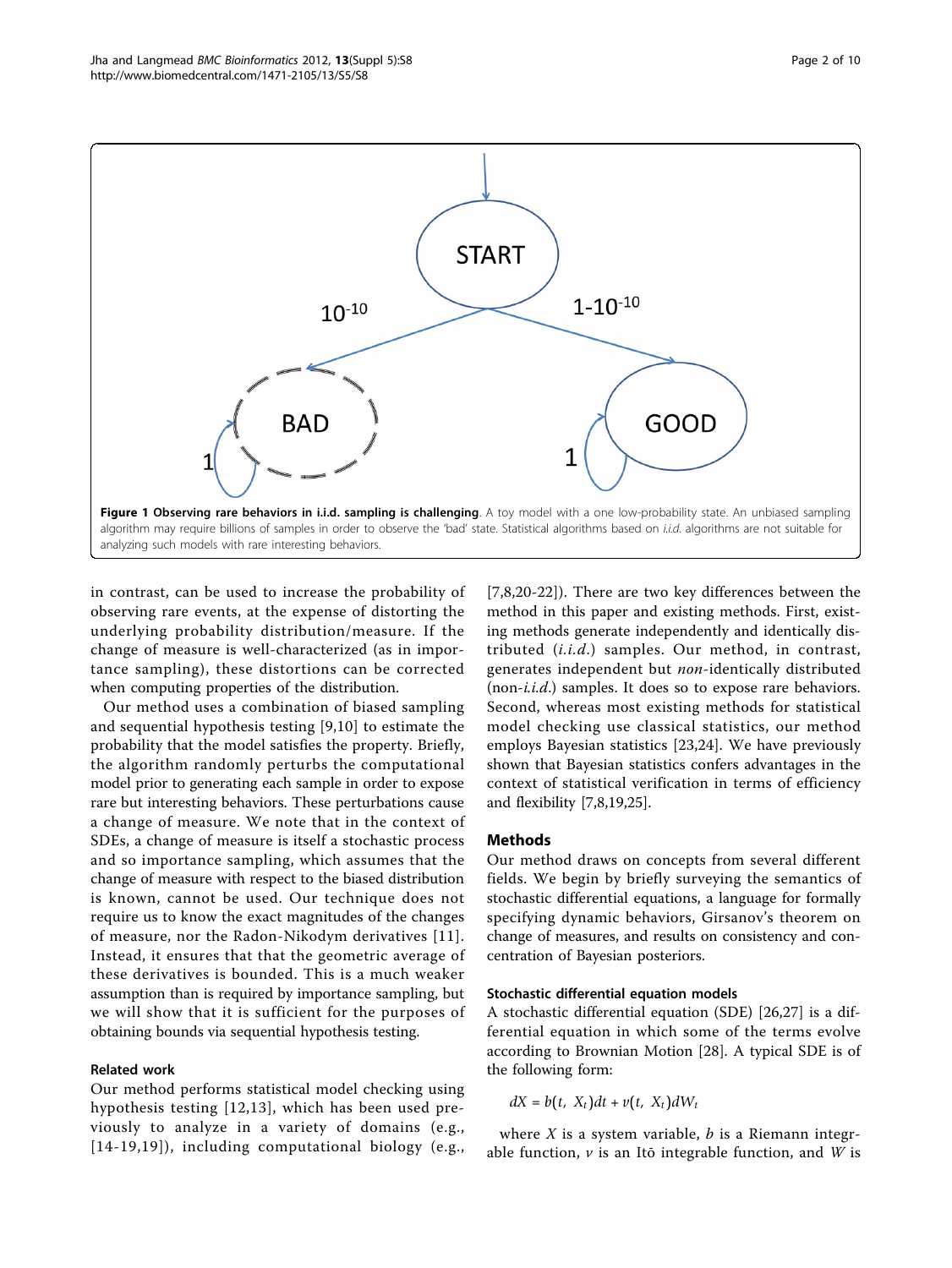START

$10^{-10}$

$1-10^{-10}$

BAD

GOOD

1

1

**Figure 1 Observing rare behaviors in i.i.d. sampling is challenging**. A toy model with a one low-probability state. An unbiased sampling algorithm may require billions of samples in order to observe the 'bad' state. Statistical algorithms based on *i.i.d.* algorithms are not suitable for analyzing such models with rare interesting behaviors.

in contrast, can be used to increase the probability of observing rare events, at the expense of distorting the underlying probability distribution/measure. If the change of measure is well-characterized (as in importance sampling), these distortions can be corrected when computing properties of the distribution.

Our method uses a combination of biased sampling and sequential hypothesis testing [9,10] to estimate the probability that the model satisfies the property. Briefly, the algorithm randomly perturbs the computational model prior to generating each sample in order to expose rare but interesting behaviors. These perturbations cause a change of measure. We note that in the context of SDEs, a change of measure is itself a stochastic process and so importance sampling, which assumes that the change of measure with respect to the biased distribution is known, cannot be used. Our technique does not require us to know the exact magnitudes of the changes of measure, nor the Radon-Nikodym derivatives [11]. Instead, it ensures that that the geometric average of these derivatives is bounded. This is a much weaker assumption than is required by importance sampling, but we will show that it is sufficient for the purposes of obtaining bounds via sequential hypothesis testing.

### Related work

Our method performs statistical model checking using hypothesis testing [12,13], which has been used previously to analyze in a variety of domains (e.g., [14-19,19]), including computational biology (e.g., [7,8,20-22]). There are two key differences between the method in this paper and existing methods. First, existing methods generate independently and identically distributed (*i.i.d.*) samples. Our method, in contrast, generates independent but *non*-identically distributed (non-*i.i.d.*) samples. It does so to expose rare behaviors. Second, whereas most existing methods for statistical model checking use classical statistics, our method employs Bayesian statistics [23,24]. We have previously shown that Bayesian statistics confers advantages in the context of statistical verification in terms of efficiency and flexibility [7,8,19,25].

## Methods

Our method draws on concepts from several different fields. We begin by briefly surveying the semantics of stochastic differential equations, a language for formally specifying dynamic behaviors, Girsanov's theorem on change of measures, and results on consistency and concentration of Bayesian posteriors.

### Stochastic differential equation models

A stochastic differential equation (SDE) [26,27] is a differential equation in which some of the terms evolve according to Brownian Motion [28]. A typical SDE is of the following form:

$$dX = b(t,\ X_t)dt + v(t,\ X_t)dW_t$$

where $X$ is a system variable, $b$ is a Riemann integrable function, $v$ is an Itō integrable function, and $W$ is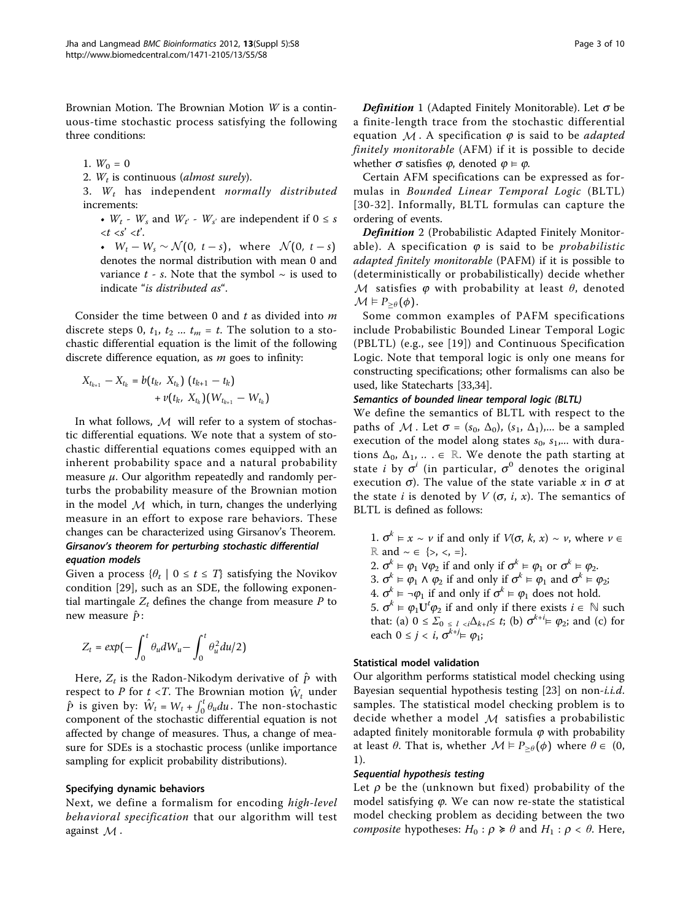Brownian Motion. The Brownian Motion $W$ is a continuous-time stochastic process satisfying the following three conditions:

1. $W_0 = 0$
2. $W_t$ is continuous (*almost surely*).
3. $W_t$ has independent *normally distributed* increments:
   - $W_t$ - $W_s$ and $W_{t'}$ - $W_{s'}$ are independent if $0 \leq s < t < s' < t'$.
   - $W_t - W_s \sim \mathcal{N}(0,\ t-s)$, where $\mathcal{N}(0,\ t-s)$ denotes the normal distribution with mean 0 and variance $t$ - $s$. Note that the symbol $\sim$ is used to indicate "*is distributed as*".

Consider the time between 0 and $t$ as divided into $m$ discrete steps 0, $t_1$, $t_2$ ... $t_m = t$. The solution to a stochastic differential equation is the limit of the following discrete difference equation, as $m$ goes to infinity:

$$X_{t_{k+1}} - X_{t_k} = b(t_k,\ X_{t_k})\ (t_{k+1} - t_k) + v(t_k,\ X_{t_k})(W_{t_{k+1}} - W_{t_k})$$

In what follows, $\mathcal{M}$ will refer to a system of stochastic differential equations. We note that a system of stochastic differential equations comes equipped with an inherent probability space and a natural probability measure $\mu$. Our algorithm repeatedly and randomly perturbs the probability measure of the Brownian motion in the model $\mathcal{M}$ which, in turn, changes the underlying measure in an effort to expose rare behaviors. These changes can be characterized using Girsanov's Theorem.

### *Girsanov's theorem for perturbing stochastic differential equation models*

Given a process $\{\theta_t \mid 0 \leq t \leq T\}$ satisfying the Novikov condition [29], such as an SDE, the following exponential martingale $Z_t$ defines the change from measure $P$ to new measure $\hat{P}$:

$$Z_t = exp(-\int_0^t \theta_u dW_u - \int_0^t \theta_u^2 du/2)$$

Here, $Z_t$ is the Radon-Nikodym derivative of $\hat{P}$ with respect to $P$ for $t < T$. The Brownian motion $\hat{W}_t$ under $\hat{P}$ is given by: $\hat{W}_t = W_t + \int_0^t \theta_u du$. The non-stochastic component of the stochastic differential equation is not affected by change of measures. Thus, a change of measure for SDEs is a stochastic process (unlike importance sampling for explicit probability distributions).

## Specifying dynamic behaviors

Next, we define a formalism for encoding *high-level behavioral specification* that our algorithm will test against $\mathcal{M}$.

***Definition*** 1 (Adapted Finitely Monitorable). Let $\sigma$ be a finite-length trace from the stochastic differential equation $\mathcal{M}$. A specification $\varphi$ is said to be *adapted finitely monitorable* (AFM) if it is possible to decide whether $\sigma$ satisfies $\varphi$, denoted $\varphi \models \varphi$.

Certain AFM specifications can be expressed as formulas in *Bounded Linear Temporal Logic* (BLTL) [30-32]. Informally, BLTL formulas can capture the ordering of events.

***Definition*** 2 (Probabilistic Adapted Finitely Monitorable). A specification $\varphi$ is said to be *probabilistic adapted finitely monitorable* (PAFM) if it is possible to (deterministically or probabilistically) decide whether $\mathcal{M}$ satisfies $\varphi$ with probability at least $\theta$, denoted $\mathcal{M} \models P_{\geq\theta}(\phi)$.

Some common examples of PAFM specifications include Probabilistic Bounded Linear Temporal Logic (PBLTL) (e.g., see [19]) and Continuous Specification Logic. Note that temporal logic is only one means for constructing specifications; other formalisms can also be used, like Statecharts [33,34].

### *Semantics of bounded linear temporal logic (BLTL)*

We define the semantics of BLTL with respect to the paths of $\mathcal{M}$. Let $\sigma = (s_0,\ \Delta_0),\ (s_1,\ \Delta_1)$,... be a sampled execution of the model along states $s_0$, $s_1$,... with durations $\Delta_0$, $\Delta_1$, .. . $\in \mathbb{R}$. We denote the path starting at state $i$ by $\sigma^i$ (in particular, $\sigma^0$ denotes the original execution $\sigma$). The value of the state variable $x$ in $\sigma$ at the state $i$ is denoted by $V(\sigma,\ i,\ x)$. The semantics of BLTL is defined as follows:

1. $\sigma^k \models x \sim v$ if and only if $V(\sigma,\ k,\ x) \sim v$, where $v \in \mathbb{R}$ and $\sim \in \{>, <, =\}$.
2. $\sigma^k \models \varphi_1 \vee \varphi_2$ if and only if $\sigma^k \models \varphi_1$ or $\sigma^k \models \varphi_2$.
3. $\sigma^k \models \varphi_1 \wedge \varphi_2$ if and only if $\sigma^k \models \varphi_1$ and $\sigma^k \models \varphi_2$;
4. $\sigma^k \models \neg\varphi_1$ if and only if $\sigma^k \models \varphi_1$ does not hold.
5. $\sigma^k \models \varphi_1 \mathbf{U}^t \varphi_2$ if and only if there exists $i \in \mathbb{N}$ such that: (a) $0 \leq \Sigma_{0 \leq l < i} \Delta_{k+l} \leq t$; (b) $\sigma^{k+i} \models \varphi_2$; and (c) for each $0 \leq j < i$, $\sigma^{k+j} \models \varphi_1$;

## Statistical model validation

Our algorithm performs statistical model checking using Bayesian sequential hypothesis testing [23] on non-*i.i.d.* samples. The statistical model checking problem is to decide whether a model $\mathcal{M}$ satisfies a probabilistic adapted finitely monitorable formula $\varphi$ with probability at least $\theta$. That is, whether $\mathcal{M} \models P_{\geq\theta}(\phi)$ where $\theta \in (0, 1)$.

### *Sequential hypothesis testing*

Let $\rho$ be the (unknown but fixed) probability of the model satisfying $\varphi$. We can now re-state the statistical model checking problem as deciding between the two *composite* hypotheses: $H_0 : \rho \geqslant \theta$ and $H_1 : \rho < \theta$. Here,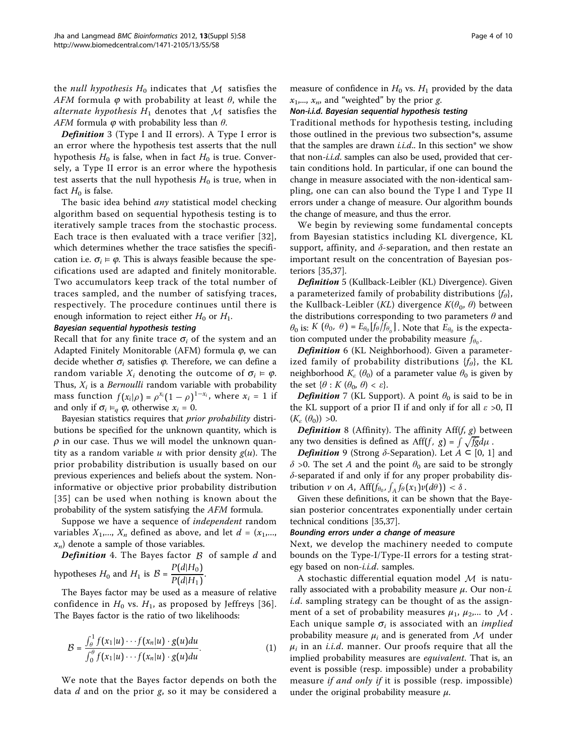the *null hypothesis* $H_0$ indicates that $\mathcal{M}$ satisfies the *AFM* formula $\varphi$ with probability at least $\theta$, while the *alternate hypothesis* $H_1$ denotes that $\mathcal{M}$ satisfies the *AFM* formula $\varphi$ with probability less than $\theta$.

***Definition*** 3 (Type I and II errors). A Type I error is an error where the hypothesis test asserts that the null hypothesis $H_0$ is false, when in fact $H_0$ is true. Conversely, a Type II error is an error where the hypothesis test asserts that the null hypothesis $H_0$ is true, when in fact $H_0$ is false.

The basic idea behind *any* statistical model checking algorithm based on sequential hypothesis testing is to iteratively sample traces from the stochastic process. Each trace is then evaluated with a trace verifier [32], which determines whether the trace satisfies the specification i.e. $\sigma_i \vDash \varphi$. This is always feasible because the specifications used are adapted and finitely monitorable. Two accumulators keep track of the total number of traces sampled, and the number of satisfying traces, respectively. The procedure continues until there is enough information to reject either $H_0$ or $H_1$.

#### *Bayesian sequential hypothesis testing*

Recall that for any finite trace $\sigma_i$ of the system and an Adapted Finitely Monitorable (AFM) formula $\varphi$, we can decide whether $\sigma_i$ satisfies $\varphi$. Therefore, we can define a random variable $X_i$ denoting the outcome of $\sigma_i \vDash \varphi$. Thus, $X_i$ is a *Bernoulli* random variable with probability mass function $f(x_i|\rho) = \rho^{x_i}(1-\rho)^{1-x_i}$, where $x_i = 1$ if and only if $\sigma_i \vDash_q \varphi$, otherwise $x_i = 0$.

Bayesian statistics requires that *prior probability* distributions be specified for the unknown quantity, which is $\rho$ in our case. Thus we will model the unknown quantity as a random variable $u$ with prior density $g(u)$. The prior probability distribution is usually based on our previous experiences and beliefs about the system. Non-informative or objective prior probability distribution [35] can be used when nothing is known about the probability of the system satisfying the *AFM* formula.

Suppose we have a sequence of *independent* random variables $X_1, \ldots, X_n$ defined as above, and let $d = (x_1, \ldots, x_n)$ denote a sample of those variables.

***Definition*** 4. The Bayes factor $\mathcal{B}$ of sample $d$ and hypotheses $H_0$ and $H_1$ is $\mathcal{B} = \dfrac{P(d|H_0)}{P(d|H_1)}$.

The Bayes factor may be used as a measure of relative confidence in $H_0$ vs. $H_1$, as proposed by Jeffreys [36]. The Bayes factor is the ratio of two likelihoods:

$$\mathcal{B} = \frac{\int_{\theta}^{1} f(x_1|u)\cdots f(x_n|u)\cdot g(u)du}{\int_{0}^{\theta} f(x_1|u)\cdots f(x_n|u)\cdot g(u)du}. \quad (1)$$

We note that the Bayes factor depends on both the data $d$ and on the prior $g$, so it may be considered a measure of confidence in $H_0$ vs. $H_1$ provided by the data $x_1, \ldots, x_n$, and "weighted" by the prior $g$.

#### *Non-i.i.d. Bayesian sequential hypothesis testing*

Traditional methods for hypothesis testing, including those outlined in the previous two subsection*s, assume that the samples are drawn *i.i.d.*. In this section* we show that non-*i.i.d.* samples can also be used, provided that certain conditions hold. In particular, if one can bound the change in measure associated with the non-identical sampling, one can can also bound the Type I and Type II errors under a change of measure. Our algorithm bounds the change of measure, and thus the error.

We begin by reviewing some fundamental concepts from Bayesian statistics including KL divergence, KL support, affinity, and $\delta$-separation, and then restate an important result on the concentration of Bayesian posteriors [35,37].

***Definition*** 5 (Kullback-Leibler (KL) Divergence). Given a parameterized family of probability distributions $\{f_\theta\}$, the Kullback-Leibler (*KL*) divergence $K(\theta_0, \theta)$ between the distributions corresponding to two parameters $\theta$ and $\theta_0$ is: $K(\theta_0, \theta) = E_{\theta_0}[f_\theta/f_{\theta_0}]$. Note that $E_{\theta_0}$ is the expectation computed under the probability measure $f_{\theta_0}$.

***Definition*** 6 (KL Neighborhood). Given a parameterized family of probability distributions $\{f_\theta\}$, the KL neighborhood $K_\varepsilon(\theta_0)$ of a parameter value $\theta_0$ is given by the set $\{\theta : K(\theta_0, \theta) < \varepsilon\}$.

***Definition*** 7 (KL Support). A point $\theta_0$ is said to be in the KL support of a prior $\Pi$ if and only if for all $\varepsilon > 0$, $\Pi(K_\varepsilon(\theta_0)) > 0$.

***Definition*** 8 (Affinity). The affinity Aff($f$, $g$) between any two densities is defined as $\text{Aff}(f, g) = \int \sqrt{fg}d\mu$.

***Definition*** 9 (Strong $\delta$-Separation). Let $A \subset [0, 1]$ and $\delta > 0$. The set $A$ and the point $\theta_0$ are said to be strongly $\delta$-separated if and only if for any proper probability distribution $\nu$ on $A$, $\text{Aff}(f_{\theta_0}, \int_A f_\theta(x_1)\nu(d\theta)) < \delta$.

Given these definitions, it can be shown that the Bayesian posterior concentrates exponentially under certain technical conditions [35,37].

#### *Bounding errors under a change of measure*

Next, we develop the machinery needed to compute bounds on the Type-I/Type-II errors for a testing strategy based on non-*i.i.d.* samples.

A stochastic differential equation model $\mathcal{M}$ is naturally associated with a probability measure $\mu$. Our non-*i.i.d.* sampling strategy can be thought of as the assignment of a set of probability measures $\mu_1, \mu_2, \ldots$ to $\mathcal{M}$. Each unique sample $\sigma_i$ is associated with an *implied* probability measure $\mu_i$ and is generated from $\mathcal{M}$ under $\mu_i$ in an *i.i.d.* manner. Our proofs require that all the implied probability measures are *equivalent*. That is, an event is possible (resp. impossible) under a probability measure *if and only if* it is possible (resp. impossible) under the original probability measure $\mu$.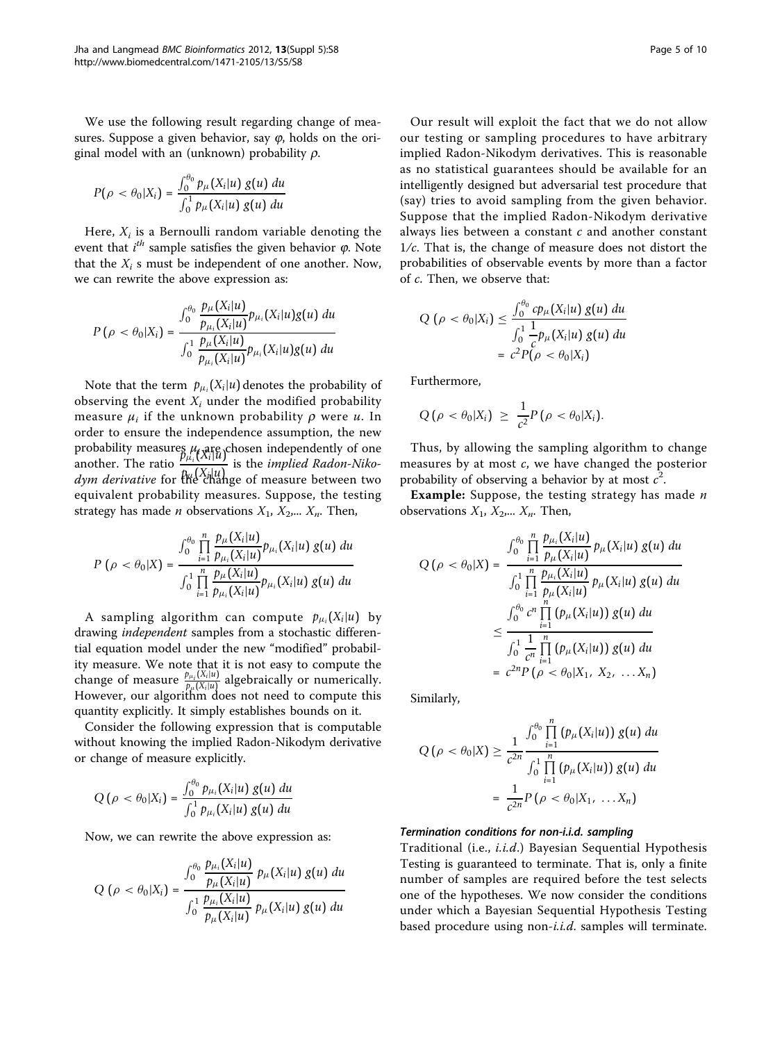We use the following result regarding change of measures. Suppose a given behavior, say $\varphi$, holds on the original model with an (unknown) probability $\rho$.

$$P(\rho < \theta_0 | X_i) = \frac{\int_0^{\theta_0} p_\mu(X_i|u)\, g(u)\, du}{\int_0^1 p_\mu(X_i|u)\, g(u)\, du}$$

Here, $X_i$ is a Bernoulli random variable denoting the event that $i^{th}$ sample satisfies the given behavior $\varphi$. Note that the $X_i$ s must be independent of one another. Now, we can rewrite the above expression as:

$$P(\rho < \theta_0 | X_i) = \frac{\int_0^{\theta_0} \frac{p_\mu(X_i|u)}{p_{\mu_i}(X_i|u)} p_{\mu_i}(X_i|u) g(u)\, du}{\int_0^1 \frac{p_\mu(X_i|u)}{p_{\mu_i}(X_i|u)} p_{\mu_i}(X_i|u) g(u)\, du}$$

Note that the term $p_{\mu_i}(X_i|u)$ denotes the probability of observing the event $X_i$ under the modified probability measure $\mu_i$ if the unknown probability $\rho$ were $u$. In order to ensure the independence assumption, the new probability measures $\mu_i$ are chosen independently of one another. The ratio $\frac{p_{\mu_i}(X_i|u)}{p_\mu(X_i|u)}$ is the *implied Radon-Nikodym derivative* for the change of measure between two equivalent probability measures. Suppose, the testing strategy has made $n$ observations $X_1, X_2,... X_n$. Then,

$$P(\rho < \theta_0 | X) = \frac{\int_0^{\theta_0} \prod_{i=1}^{n} \frac{p_\mu(X_i|u)}{p_{\mu_i}(X_i|u)} p_{\mu_i}(X_i|u)\, g(u)\, du}{\int_0^1 \prod_{i=1}^{n} \frac{p_\mu(X_i|u)}{p_{\mu_i}(X_i|u)} p_{\mu_i}(X_i|u)\, g(u)\, du}$$

A sampling algorithm can compute $p_{\mu_i}(X_i|u)$ by drawing *independent* samples from a stochastic differential equation model under the new "modified" probability measure. We note that it is not easy to compute the change of measure $\frac{p_{\mu_i}(X_i|u)}{p_\mu(X_i|u)}$ algebraically or numerically. However, our algorithm does not need to compute this quantity explicitly. It simply establishes bounds on it.

Consider the following expression that is computable without knowing the implied Radon-Nikodym derivative or change of measure explicitly.

$$Q(\rho < \theta_0 | X_i) = \frac{\int_0^{\theta_0} p_{\mu_i}(X_i|u)\, g(u)\, du}{\int_0^1 p_{\mu_i}(X_i|u)\, g(u)\, du}$$

Now, we can rewrite the above expression as:

$$Q(\rho < \theta_0 | X_i) = \frac{\int_0^{\theta_0} \frac{p_{\mu_i}(X_i|u)}{p_\mu(X_i|u)}\, p_\mu(X_i|u)\, g(u)\, du}{\int_0^1 \frac{p_{\mu_i}(X_i|u)}{p_\mu(X_i|u)}\, p_\mu(X_i|u)\, g(u)\, du}$$

Our result will exploit the fact that we do not allow our testing or sampling procedures to have arbitrary implied Radon-Nikodym derivatives. This is reasonable as no statistical guarantees should be available for an intelligently designed but adversarial test procedure that (say) tries to avoid sampling from the given behavior. Suppose that the implied Radon-Nikodym derivative always lies between a constant $c$ and another constant $1/c$. That is, the change of measure does not distort the probabilities of observable events by more than a factor of $c$. Then, we observe that:

$$Q(\rho < \theta_0 | X_i) \leq \frac{\int_0^{\theta_0} c p_\mu(X_i|u)\, g(u)\, du}{\int_0^1 \frac{1}{c} p_\mu(X_i|u)\, g(u)\, du} = c^2 P(\rho < \theta_0 | X_i)$$

Furthermore,

$$Q(\rho < \theta_0 | X_i) \geq \frac{1}{c^2} P(\rho < \theta_0 | X_i).$$

Thus, by allowing the sampling algorithm to change measures by at most $c$, we have changed the posterior probability of observing a behavior by at most $c^2$.

**Example:** Suppose, the testing strategy has made $n$ observations $X_1, X_2,... X_n$. Then,

$$Q(\rho < \theta_0 | X) = \frac{\int_0^{\theta_0} \prod_{i=1}^{n} \frac{p_{\mu_i}(X_i|u)}{p_\mu(X_i|u)}\, p_\mu(X_i|u)\, g(u)\, du}{\int_0^1 \prod_{i=1}^{n} \frac{p_{\mu_i}(X_i|u)}{p_\mu(X_i|u)}\, p_\mu(X_i|u)\, g(u)\, du} \leq \frac{\int_0^{\theta_0} c^n \prod_{i=1}^{n} (p_\mu(X_i|u))\, g(u)\, du}{\int_0^1 \frac{1}{c^n} \prod_{i=1}^{n} (p_\mu(X_i|u))\, g(u)\, du} = c^{2n} P(\rho < \theta_0 | X_1, X_2, \ldots X_n)$$

Similarly,

$$Q(\rho < \theta_0 | X) \geq \frac{1}{c^{2n}} \frac{\int_0^{\theta_0} \prod_{i=1}^{n} (p_\mu(X_i|u))\, g(u)\, du}{\int_0^1 \prod_{i=1}^{n} (p_\mu(X_i|u))\, g(u)\, du} = \frac{1}{c^{2n}} P(\rho < \theta_0 | X_1, \ldots X_n)$$

#### *Termination conditions for non-i.i.d. sampling*

Traditional (i.e., *i.i.d.*) Bayesian Sequential Hypothesis Testing is guaranteed to terminate. That is, only a finite number of samples are required before the test selects one of the hypotheses. We now consider the conditions under which a Bayesian Sequential Hypothesis Testing based procedure using non-*i.i.d.* samples will terminate.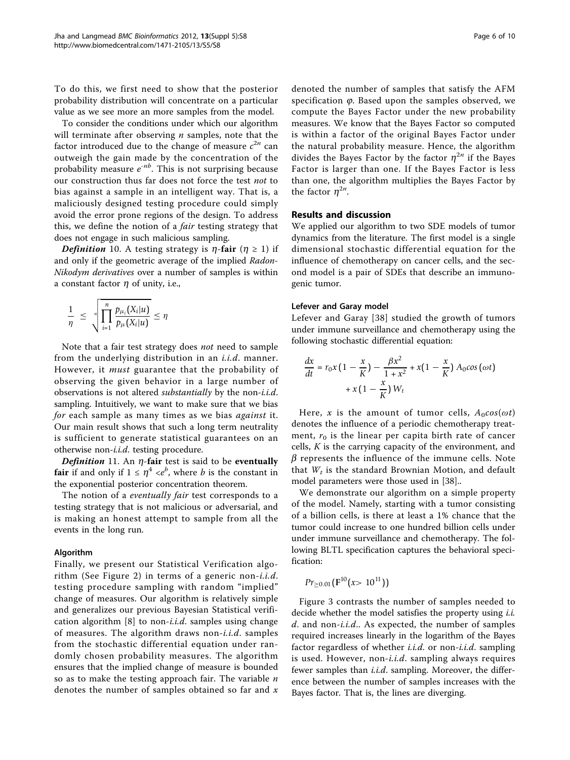To do this, we first need to show that the posterior probability distribution will concentrate on a particular value as we see more an more samples from the model.

To consider the conditions under which our algorithm will terminate after observing $n$ samples, note that the factor introduced due to the change of measure $c^{2n}$ can outweigh the gain made by the concentration of the probability measure $e^{-nb}$. This is not surprising because our construction thus far does not force the test *not* to bias against a sample in an intelligent way. That is, a maliciously designed testing procedure could simply avoid the error prone regions of the design. To address this, we define the notion of a *fair* testing strategy that does not engage in such malicious sampling.

***Definition*** 10. A testing strategy is $\eta$-**fair** ($\eta \geq 1$) if and only if the geometric average of the implied *Radon-Nikodym derivatives* over a number of samples is within a constant factor $\eta$ of unity, i.e.,

$$\frac{1}{\eta} \leq \sqrt[n]{\prod_{i=1}^{n} \frac{p_{\mu_i}(X_i|u)}{p_{\mu}(X_i|u)}} \leq \eta$$

Note that a fair test strategy does *not* need to sample from the underlying distribution in an *i.i.d.* manner. However, it *must* guarantee that the probability of observing the given behavior in a large number of observations is not altered *substantially* by the non-*i.i.d.* sampling. Intuitively, we want to make sure that we bias *for* each sample as many times as we bias *against* it. Our main result shows that such a long term neutrality is sufficient to generate statistical guarantees on an otherwise non-*i.i.d.* testing procedure.

***Definition*** 11. An $\eta$-**fair** test is said to be **eventually fair** if and only if $1 \leq \eta^4 < e^b$, where $b$ is the constant in the exponential posterior concentration theorem.

The notion of a *eventually fair* test corresponds to a testing strategy that is not malicious or adversarial, and is making an honest attempt to sample from all the events in the long run.

#### Algorithm

Finally, we present our Statistical Verification algorithm (See Figure 2) in terms of a generic non-*i.i.d.* testing procedure sampling with random "implied" change of measures. Our algorithm is relatively simple and generalizes our previous Bayesian Statistical verification algorithm [8] to non-*i.i.d.* samples using change of measures. The algorithm draws non-*i.i.d.* samples from the stochastic differential equation under randomly chosen probability measures. The algorithm ensures that the implied change of measure is bounded so as to make the testing approach fair. The variable $n$ denotes the number of samples obtained so far and $x$ denoted the number of samples that satisfy the AFM specification $\varphi$. Based upon the samples observed, we compute the Bayes Factor under the new probability measures. We know that the Bayes Factor so computed is within a factor of the original Bayes Factor under the natural probability measure. Hence, the algorithm divides the Bayes Factor by the factor $\eta^{2n}$ if the Bayes Factor is larger than one. If the Bayes Factor is less than one, the algorithm multiplies the Bayes Factor by the factor $\eta^{2n}$.

## Results and discussion

We applied our algorithm to two SDE models of tumor dynamics from the literature. The first model is a single dimensional stochastic differential equation for the influence of chemotherapy on cancer cells, and the second model is a pair of SDEs that describe an immunogenic tumor.

#### Lefever and Garay model

Lefever and Garay [38] studied the growth of tumors under immune surveillance and chemotherapy using the following stochastic differential equation:

$$\frac{dx}{dt} = r_0 x\left(1 - \frac{x}{K}\right) - \frac{\beta x^2}{1 + x^2} + x\left(1 - \frac{x}{K}\right) A_0 cos\left(\omega t\right) + x\left(1 - \frac{x}{K}\right) W_t$$

Here, $x$ is the amount of tumor cells, $A_0 cos(\omega t)$ denotes the influence of a periodic chemotherapy treatment, $r_0$ is the linear per capita birth rate of cancer cells, $K$ is the carrying capacity of the environment, and $\beta$ represents the influence of the immune cells. Note that $W_t$ is the standard Brownian Motion, and default model parameters were those used in [38]..

We demonstrate our algorithm on a simple property of the model. Namely, starting with a tumor consisting of a billion cells, is there at least a 1% chance that the tumor could increase to one hundred billion cells under under immune surveillance and chemotherapy. The following BLTL specification captures the behavioral specification:

$$Pr_{\geq 0.01}(\mathbf{F}^{10}(x > 10^{11}))$$

Figure 3 contrasts the number of samples needed to decide whether the model satisfies the property using *i.i.d.* and non-*i.i.d.*. As expected, the number of samples required increases linearly in the logarithm of the Bayes factor regardless of whether *i.i.d.* or non-*i.i.d.* sampling is used. However, non-*i.i.d.* sampling always requires fewer samples than *i.i.d.* sampling. Moreover, the difference between the number of samples increases with the Bayes factor. That is, the lines are diverging.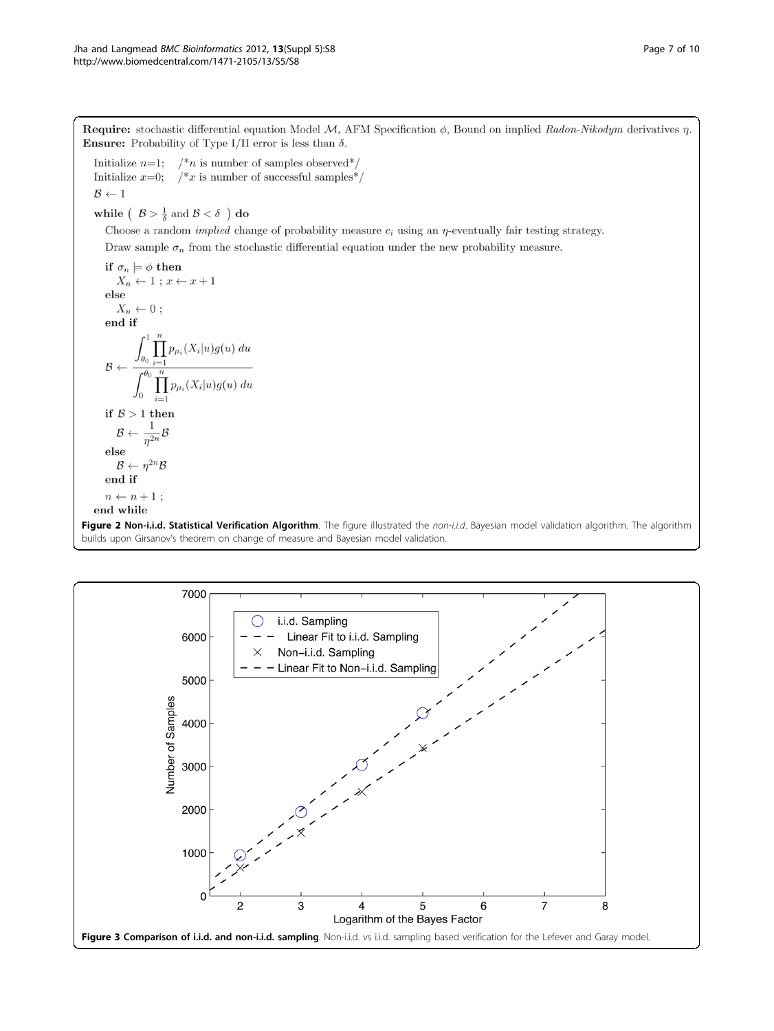**Require:** stochastic differential equation Model $\mathcal{M}$, AFM Specification $\phi$, Bound on implied *Radon-Nikodym* derivatives $\eta$.
**Ensure:** Probability of Type I/II error is less than $\delta$.

```
Initialize n=1;   /*n is number of samples observed*/
Initialize x=0;   /*x is number of successful samples*/
B ← 1
while ( B > 1/δ and B < δ ) do
    Choose a random implied change of probability measure c_i using an η-eventually fair testing strategy.
    Draw sample σ_n from the stochastic differential equation under the new probability measure.
    if σ_n ⊨ φ then
        X_n ← 1 ; x ← x + 1
    else
        X_n ← 0 ;
    end if
```

$$\mathcal{B} \leftarrow \frac{\int_{\theta_0}^{1} \prod_{i=1}^{n} p_{\mu_i}(X_i|u) g(u)\, du}{\int_{0}^{\theta_0} \prod_{i=1}^{n} p_{\mu_i}(X_i|u) g(u)\, du}$$

```
    if B > 1 then
        B ← (1/η^{2n}) B
    else
        B ← η^{2n} B
    end if
    n ← n + 1 ;
end while
```

**Figure 2 Non-i.i.d. Statistical Verification Algorithm**. The figure illustrated the *non-i.i.d.* Bayesian model validation algorithm. The algorithm builds upon Girsanov's theorem on change of measure and Bayesian model validation.

Number of Samples
Logarithm of the Bayes Factor
0
1000
2000
3000
4000
5000
6000
7000
2
3
4
5
6
7
8
i.i.d. Sampling
Linear Fit to i.i.d. Sampling
Non−i.i.d. Sampling
Linear Fit to Non−i.i.d. Sampling

**Figure 3 Comparison of i.i.d. and non-i.i.d. sampling**. Non-i.i.d. vs i.i.d. sampling based verification for the Lefever and Garay model.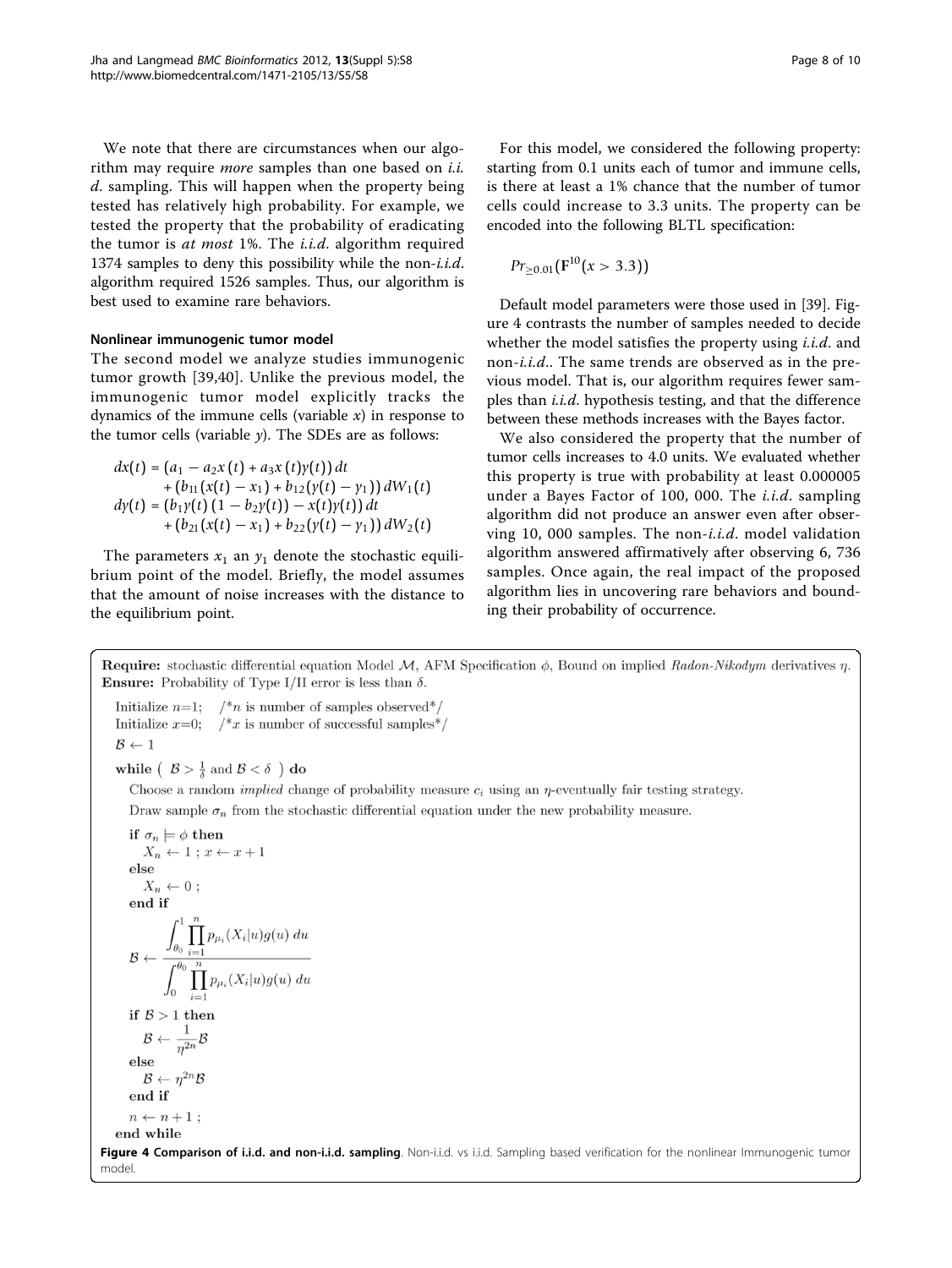We note that there are circumstances when our algorithm may require *more* samples than one based on *i.i.d.* sampling. This will happen when the property being tested has relatively high probability. For example, we tested the property that the probability of eradicating the tumor is *at most* 1%. The *i.i.d.* algorithm required 1374 samples to deny this possibility while the non-*i.i.d.* algorithm required 1526 samples. Thus, our algorithm is best used to examine rare behaviors.

### Nonlinear immunogenic tumor model

The second model we analyze studies immunogenic tumor growth [39,40]. Unlike the previous model, the immunogenic tumor model explicitly tracks the dynamics of the immune cells (variable $x$) in response to the tumor cells (variable $y$). The SDEs are as follows:

$$
\begin{aligned}
dx(t) &= (a_1 - a_2 x(t) + a_3 x(t) y(t))\, dt \\
&\quad + (b_{11}(x(t) - x_1) + b_{12}(y(t) - y_1))\, dW_1(t) \\
dy(t) &= (b_1 y(t)(1 - b_2 y(t)) - x(t) y(t))\, dt \\
&\quad + (b_{21}(x(t) - x_1) + b_{22}(y(t) - y_1))\, dW_2(t)
\end{aligned}
$$

The parameters $x_1$ an $y_1$ denote the stochastic equilibrium point of the model. Briefly, the model assumes that the amount of noise increases with the distance to the equilibrium point.

For this model, we considered the following property: starting from 0.1 units each of tumor and immune cells, is there at least a 1% chance that the number of tumor cells could increase to 3.3 units. The property can be encoded into the following BLTL specification:

$$Pr_{\geq 0.01}(\mathbf{F}^{10}(x > 3.3))$$

Default model parameters were those used in [39]. Figure 4 contrasts the number of samples needed to decide whether the model satisfies the property using *i.i.d.* and non-*i.i.d.*. The same trends are observed as in the previous model. That is, our algorithm requires fewer samples than *i.i.d.* hypothesis testing, and that the difference between these methods increases with the Bayes factor.

We also considered the property that the number of tumor cells increases to 4.0 units. We evaluated whether this property is true with probability at least 0.000005 under a Bayes Factor of 100, 000. The *i.i.d.* sampling algorithm did not produce an answer even after observing 10, 000 samples. The non-*i.i.d.* model validation algorithm answered affirmatively after observing 6, 736 samples. Once again, the real impact of the proposed algorithm lies in uncovering rare behaviors and bounding their probability of occurrence.

**Require:** stochastic differential equation Model $\mathcal{M}$, AFM Specification $\phi$, Bound on implied *Radon-Nikodym* derivatives $\eta$.
**Ensure:** Probability of Type I/II error is less than $\delta$.

Initialize $n$=1; /\*$n$ is number of samples observed\*/
Initialize $x$=0; /\*$x$ is number of successful samples\*/
$\mathcal{B} \leftarrow 1$
**while** ( $\mathcal{B} > \frac{1}{\delta}$ and $\mathcal{B} < \delta$ ) **do**
  Choose a random *implied* change of probability measure $c_i$ using an $\eta$-eventually fair testing strategy.
  Draw sample $\sigma_n$ from the stochastic differential equation under the new probability measure.
  **if** $\sigma_n \models \phi$ **then**
    $X_n \leftarrow 1$ ; $x \leftarrow x + 1$
  **else**
    $X_n \leftarrow 0$ ;
  **end if**

$$\mathcal{B} \leftarrow \frac{\int_{\theta_0}^{1} \prod_{i=1}^{n} p_{\mu_i}(X_i|u) g(u)\, du}{\int_{0}^{\theta_0} \prod_{i=1}^{n} p_{\mu_i}(X_i|u) g(u)\, du}$$

  **if** $\mathcal{B} > 1$ **then**
    $\mathcal{B} \leftarrow \frac{1}{\eta^{2n}} \mathcal{B}$
  **else**
    $\mathcal{B} \leftarrow \eta^{2n} \mathcal{B}$
  **end if**
  $n \leftarrow n + 1$ ;
**end while**

**Figure 4 Comparison of i.i.d. and non-i.i.d. sampling**. Non-i.i.d. vs i.i.d. Sampling based verification for the nonlinear Immunogenic tumor model.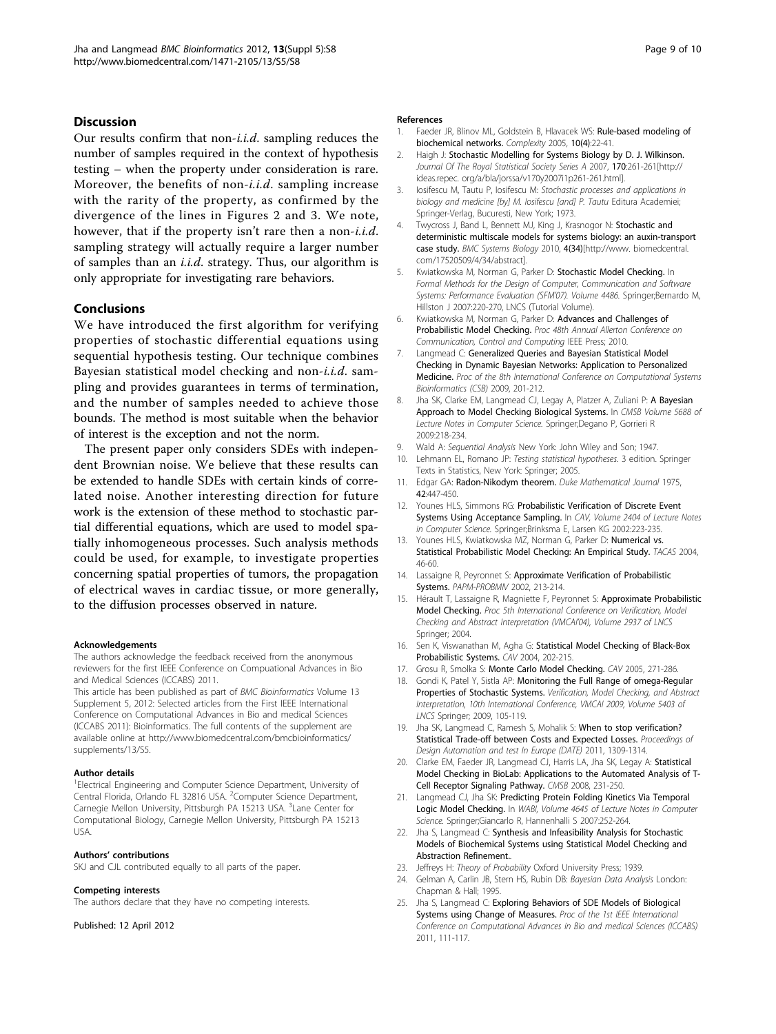## Discussion

Our results confirm that non-*i.i.d.* sampling reduces the number of samples required in the context of hypothesis testing – when the property under consideration is rare. Moreover, the benefits of non-*i.i.d*. sampling increase with the rarity of the property, as confirmed by the divergence of the lines in Figures 2 and 3. We note, however, that if the property isn't rare then a non-*i.i.d.* sampling strategy will actually require a larger number of samples than an *i.i.d.* strategy. Thus, our algorithm is only appropriate for investigating rare behaviors.

## Conclusions

We have introduced the first algorithm for verifying properties of stochastic differential equations using sequential hypothesis testing. Our technique combines Bayesian statistical model checking and non-*i.i.d.* sampling and provides guarantees in terms of termination, and the number of samples needed to achieve those bounds. The method is most suitable when the behavior of interest is the exception and not the norm.

The present paper only considers SDEs with independent Brownian noise. We believe that these results can be extended to handle SDEs with certain kinds of correlated noise. Another interesting direction for future work is the extension of these method to stochastic partial differential equations, which are used to model spatially inhomogeneous processes. Such analysis methods could be used, for example, to investigate properties concerning spatial properties of tumors, the propagation of electrical waves in cardiac tissue, or more generally, to the diffusion processes observed in nature.

#### Acknowledgements

The authors acknowledge the feedback received from the anonymous reviewers for the first IEEE Conference on Compuational Advances in Bio and Medical Sciences (ICCABS) 2011.

This article has been published as part of *BMC Bioinformatics* Volume 13 Supplement 5, 2012: Selected articles from the First IEEE International Conference on Computational Advances in Bio and medical Sciences (ICCABS 2011): Bioinformatics. The full contents of the supplement are available online at http://www.biomedcentral.com/bmcbioinformatics/supplements/13/S5.

#### Author details

[1]Electrical Engineering and Computer Science Department, University of Central Florida, Orlando FL 32816 USA. [2]Computer Science Department, Carnegie Mellon University, Pittsburgh PA 15213 USA. [3]Lane Center for Computational Biology, Carnegie Mellon University, Pittsburgh PA 15213 USA.

#### Authors' contributions

SKJ and CJL contributed equally to all parts of the paper.

#### Competing interests

The authors declare that they have no competing interests.

Published: 12 April 2012

#### References

1. Faeder JR, Blinov ML, Goldstein B, Hlavacek WS: **Rule-based modeling of biochemical networks.** *Complexity* 2005, **10(4)**:22-41.
2. Haigh J: **Stochastic Modelling for Systems Biology by D. J. Wilkinson.** *Journal Of The Royal Statistical Society Series A* 2007, **170**:261-261[http://ideas.repec. org/a/bla/jorssa/v170y2007i1p261-261.html].
3. Iosifescu M, Tautu P, Iosifescu M: *Stochastic processes and applications in biology and medicine [by] M. Iosifescu [and] P. Tautu* Editura Academiei; Springer-Verlag, Bucuresti, New York; 1973.
4. Twycross J, Band L, Bennett MJ, King J, Krasnogor N: **Stochastic and deterministic multiscale models for systems biology: an auxin-transport case study.** *BMC Systems Biology* 2010, **4(34)**[http://www. biomedcentral. com/17520509/4/34/abstract].
5. Kwiatkowska M, Norman G, Parker D: **Stochastic Model Checking.** In *Formal Methods for the Design of Computer, Communication and Software Systems: Performance Evaluation (SFM'07). Volume 4486.* Springer;Bernardo M, Hillston J 2007:220-270, LNCS (Tutorial Volume).
6. Kwiatkowska M, Norman G, Parker D: **Advances and Challenges of Probabilistic Model Checking.** *Proc 48th Annual Allerton Conference on Communication, Control and Computing* IEEE Press; 2010.
7. Langmead C: **Generalized Queries and Bayesian Statistical Model Checking in Dynamic Bayesian Networks: Application to Personalized Medicine.** *Proc of the 8th International Conference on Computational Systems Bioinformatics (CSB)* 2009, 201-212.
8. Jha SK, Clarke EM, Langmead CJ, Legay A, Platzer A, Zuliani P: **A Bayesian Approach to Model Checking Biological Systems.** In *CMSB Volume 5688 of Lecture Notes in Computer Science.* Springer;Degano P, Gorrieri R 2009:218-234.
9. Wald A: *Sequential Analysis* New York: John Wiley and Son; 1947.
10. Lehmann EL, Romano JP: *Testing statistical hypotheses.* 3 edition. Springer Texts in Statistics, New York: Springer; 2005.
11. Edgar GA: **Radon-Nikodym theorem.** *Duke Mathematical Journal* 1975, **42**:447-450.
12. Younes HLS, Simmons RG: **Probabilistic Verification of Discrete Event Systems Using Acceptance Sampling.** In *CAV, Volume 2404 of Lecture Notes in Computer Science.* Springer;Brinksma E, Larsen KG 2002:223-235.
13. Younes HLS, Kwiatkowska MZ, Norman G, Parker D: **Numerical vs. Statistical Probabilistic Model Checking: An Empirical Study.** *TACAS* 2004, 46-60.
14. Lassaigne R, Peyronnet S: **Approximate Verification of Probabilistic Systems.** *PAPM-PROBMIV* 2002, 213-214.
15. Hérault T, Lassaigne R, Magniette F, Peyronnet S: **Approximate Probabilistic Model Checking.** *Proc 5th International Conference on Verification, Model Checking and Abstract Interpretation (VMCAI'04), Volume 2937 of LNCS* Springer; 2004.
16. Sen K, Viswanathan M, Agha G: **Statistical Model Checking of Black-Box Probabilistic Systems.** *CAV* 2004, 202-215.
17. Grosu R, Smolka S: **Monte Carlo Model Checking.** *CAV* 2005, 271-286.
18. Gondi K, Patel Y, Sistla AP: **Monitoring the Full Range of omega-Regular Properties of Stochastic Systems.** *Verification, Model Checking, and Abstract Interpretation, 10th International Conference, VMCAI 2009, Volume 5403 of LNCS* Springer; 2009, 105-119.
19. Jha SK, Langmead C, Ramesh S, Mohalik S: **When to stop verification? Statistical Trade-off between Costs and Expected Losses.** *Proceedings of Design Automation and test In Europe (DATE)* 2011, 1309-1314.
20. Clarke EM, Faeder JR, Langmead CJ, Harris LA, Jha SK, Legay A: **Statistical Model Checking in BioLab: Applications to the Automated Analysis of T-Cell Receptor Signaling Pathway.** *CMSB* 2008, 231-250.
21. Langmead CJ, Jha SK: **Predicting Protein Folding Kinetics Via Temporal Logic Model Checking.** In *WABI, Volume 4645 of Lecture Notes in Computer Science.* Springer;Giancarlo R, Hannenhalli S 2007:252-264.
22. Jha S, Langmead C: **Synthesis and Infeasibility Analysis for Stochastic Models of Biochemical Systems using Statistical Model Checking and Abstraction Refinement.**.
23. Jeffreys H: *Theory of Probability* Oxford University Press; 1939.
24. Gelman A, Carlin JB, Stern HS, Rubin DB: *Bayesian Data Analysis* London: Chapman & Hall; 1995.
25. Jha S, Langmead C: **Exploring Behaviors of SDE Models of Biological Systems using Change of Measures.** *Proc of the 1st IEEE International Conference on Computational Advances in Bio and medical Sciences (ICCABS)* 2011, 111-117.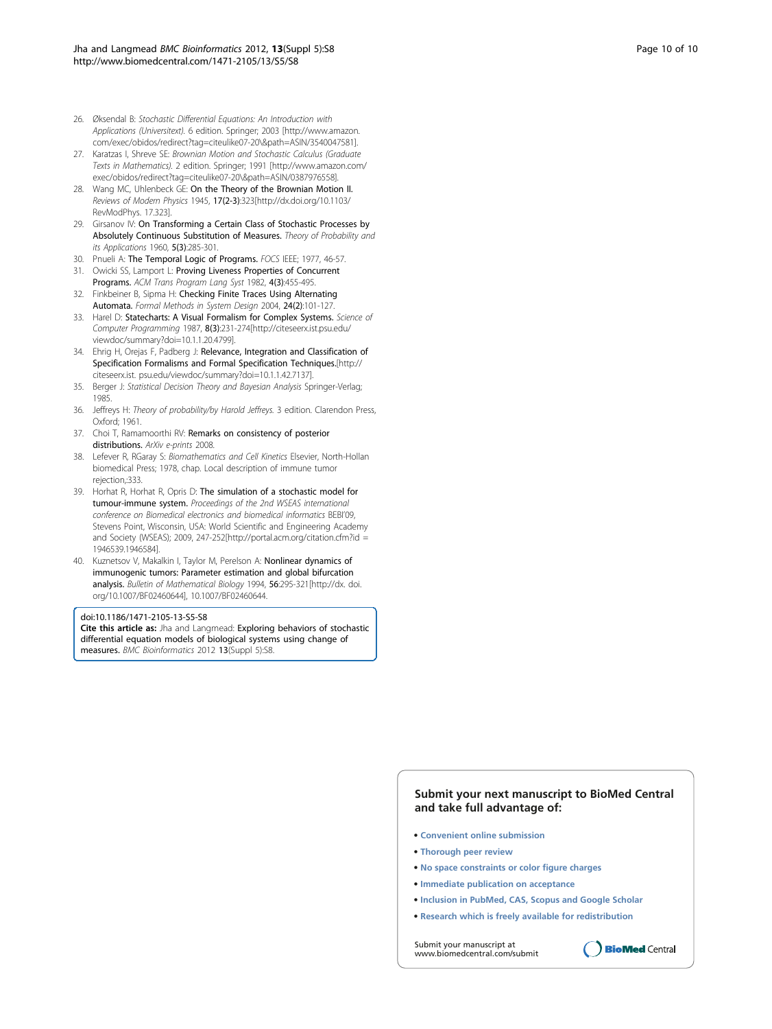26. Øksendal B: *Stochastic Differential Equations: An Introduction with Applications (Universitext).* 6 edition. Springer; 2003 [http://www.amazon.com/exec/obidos/redirect?tag=citeulike07-20\&path=ASIN/3540047581].
27. Karatzas I, Shreve SE: *Brownian Motion and Stochastic Calculus (Graduate Texts in Mathematics).* 2 edition. Springer; 1991 [http://www.amazon.com/exec/obidos/redirect?tag=citeulike07-20\&path=ASIN/0387976558].
28. Wang MC, Uhlenbeck GE: **On the Theory of the Brownian Motion II.** *Reviews of Modern Physics* 1945, **17(2-3)**:323[http://dx.doi.org/10.1103/RevModPhys. 17.323].
29. Girsanov IV: **On Transforming a Certain Class of Stochastic Processes by Absolutely Continuous Substitution of Measures.** *Theory of Probability and its Applications* 1960, **5(3)**:285-301.
30. Pnueli A: **The Temporal Logic of Programs.** *FOCS* IEEE; 1977, 46-57.
31. Owicki SS, Lamport L: **Proving Liveness Properties of Concurrent Programs.** *ACM Trans Program Lang Syst* 1982, **4(3)**:455-495.
32. Finkbeiner B, Sipma H: **Checking Finite Traces Using Alternating Automata.** *Formal Methods in System Design* 2004, **24(2)**:101-127.
33. Harel D: **Statecharts: A Visual Formalism for Complex Systems.** *Science of Computer Programming* 1987, **8(3)**:231-274[http://citeseerx.ist.psu.edu/viewdoc/summary?doi=10.1.1.20.4799].
34. Ehrig H, Orejas F, Padberg J: **Relevance, Integration and Classification of Specification Formalisms and Formal Specification Techniques.**[http://citeseerx.ist. psu.edu/viewdoc/summary?doi=10.1.1.42.7137].
35. Berger J: *Statistical Decision Theory and Bayesian Analysis* Springer-Verlag; 1985.
36. Jeffreys H: *Theory of probability/by Harold Jeffreys.* 3 edition. Clarendon Press, Oxford; 1961.
37. Choi T, Ramamoorthi RV: **Remarks on consistency of posterior distributions.** *ArXiv e-prints* 2008.
38. Lefever R, RGaray S: *Biomathematics and Cell Kinetics* Elsevier, North-Hollan biomedical Press; 1978, chap. Local description of immune tumor rejection,:333.
39. Horhat R, Horhat R, Opris D: **The simulation of a stochastic model for tumour-immune system.** *Proceedings of the 2nd WSEAS international conference on Biomedical electronics and biomedical informatics* BEBI'09, Stevens Point, Wisconsin, USA: World Scientific and Engineering Academy and Society (WSEAS); 2009, 247-252[http://portal.acm.org/citation.cfm?id = 1946539.1946584].
40. Kuznetsov V, Makalkin I, Taylor M, Perelson A: **Nonlinear dynamics of immunogenic tumors: Parameter estimation and global bifurcation analysis.** *Bulletin of Mathematical Biology* 1994, **56**:295-321[http://dx. doi. org/10.1007/BF02460644], 10.1007/BF02460644.

doi:10.1186/1471-2105-13-S5-S8

**Cite this article as:** Jha and Langmead: Exploring behaviors of stochastic differential equation models of biological systems using change of measures. *BMC Bioinformatics* 2012 **13**(Suppl 5):S8.

**Submit your next manuscript to BioMed Central and take full advantage of:**

- Convenient online submission
- Thorough peer review
- No space constraints or color figure charges
- Immediate publication on acceptance
- Inclusion in PubMed, CAS, Scopus and Google Scholar
- Research which is freely available for redistribution

Submit your manuscript at www.biomedcentral.com/submit